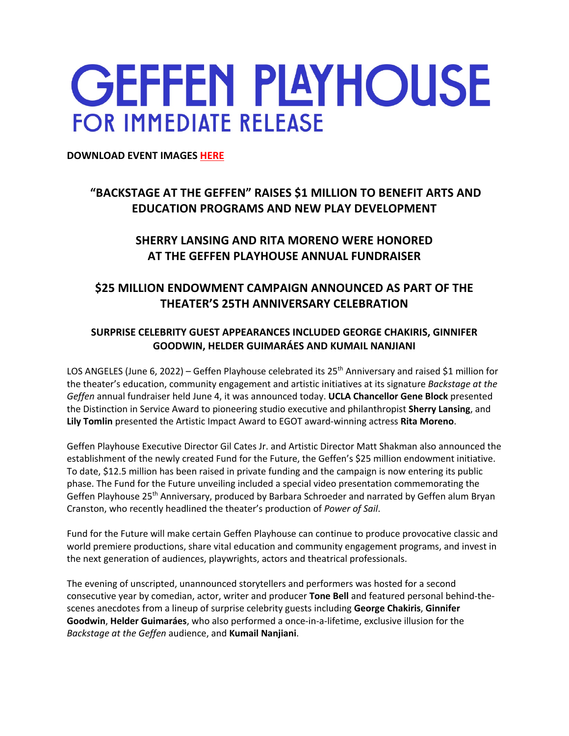# GEFFEN PLAYHOUSE

## FOR IMMEDIATE RELEASE

**DOWNLOAD EVENT IMAGES HERE**

## "BACKSTAGE AT THE GEFFEN" RAISES $1 MILLION TO BENEFIT ARTS AND EDUCATION PROGRAMS AND NEW PLAY DEVELOPMENT

## SHERRY LANSING AND RITA MORENO WERE HONORED AT THE GEFFEN PLAYHOUSE ANNUAL FUNDRAISER

## $25 MILLION ENDOWMENT CAMPAIGN ANNOUNCED AS PART OF THE THEATER'S 25TH ANNIVERSARY CELEBRATION

### SURPRISE CELEBRITY GUEST APPEARANCES INCLUDED GEORGE CHAKIRIS, GINNIFER GOODWIN, HELDER GUIMARÁES AND KUMAIL NANJIANI

LOS ANGELES (June 6, 2022) – Geffen Playhouse celebrated its 25th Anniversary and raised $1 million for the theater's education, community engagement and artistic initiatives at its signature *Backstage at the Geffen* annual fundraiser held June 4, it was announced today. **UCLA Chancellor Gene Block** presented the Distinction in Service Award to pioneering studio executive and philanthropist **Sherry Lansing**, and **Lily Tomlin** presented the Artistic Impact Award to EGOT award-winning actress **Rita Moreno**.

Geffen Playhouse Executive Director Gil Cates Jr. and Artistic Director Matt Shakman also announced the establishment of the newly created Fund for the Future, the Geffen's $25 million endowment initiative. To date, $12.5 million has been raised in private funding and the campaign is now entering its public phase. The Fund for the Future unveiling included a special video presentation commemorating the Geffen Playhouse 25th Anniversary, produced by Barbara Schroeder and narrated by Geffen alum Bryan Cranston, who recently headlined the theater's production of *Power of Sail*.

Fund for the Future will make certain Geffen Playhouse can continue to produce provocative classic and world premiere productions, share vital education and community engagement programs, and invest in the next generation of audiences, playwrights, actors and theatrical professionals.

The evening of unscripted, unannounced storytellers and performers was hosted for a second consecutive year by comedian, actor, writer and producer **Tone Bell** and featured personal behind-the-scenes anecdotes from a lineup of surprise celebrity guests including **George Chakiris**, **Ginnifer Goodwin**, **Helder Guimarães**, who also performed a once-in-a-lifetime, exclusive illusion for the *Backstage at the Geffen* audience, and **Kumail Nanjiani**.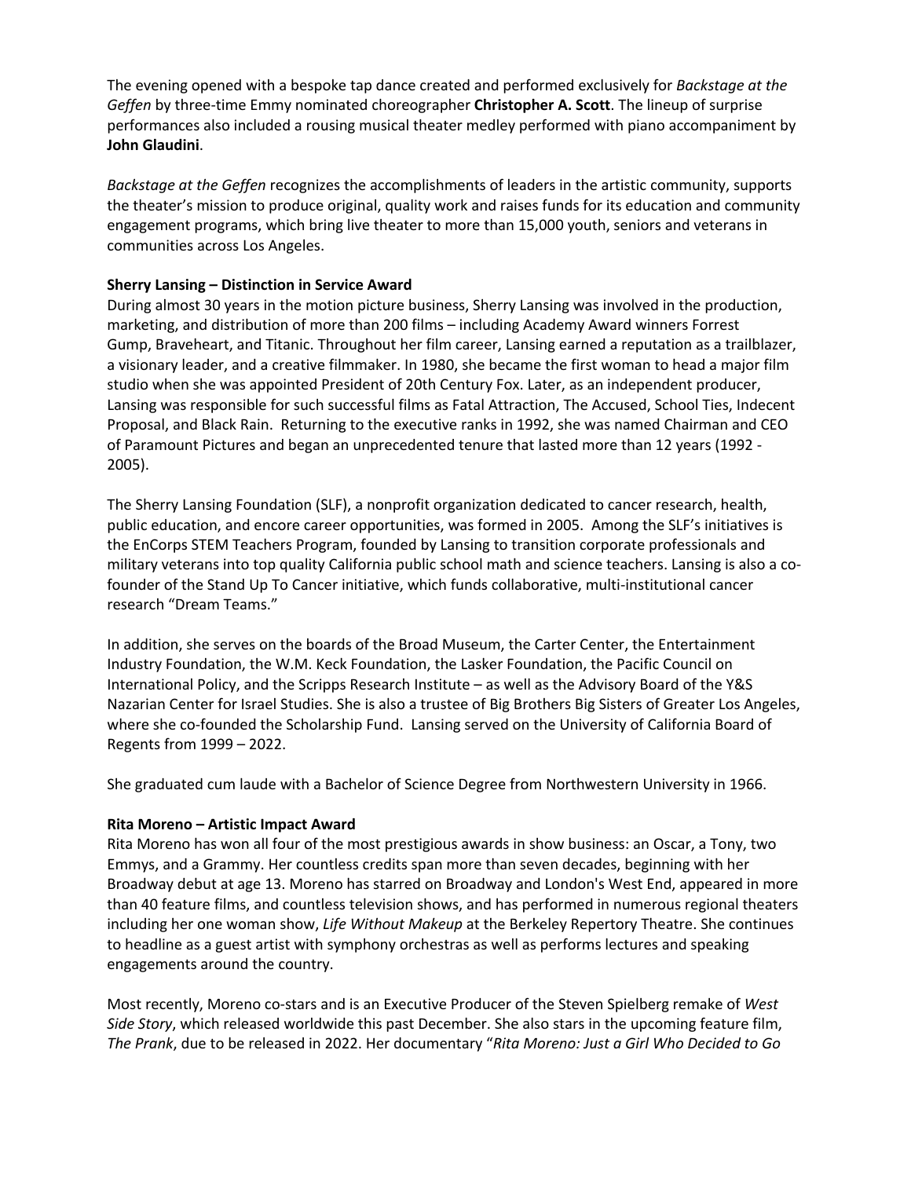The evening opened with a bespoke tap dance created and performed exclusively for *Backstage at the Geffen* by three-time Emmy nominated choreographer **Christopher A. Scott**. The lineup of surprise performances also included a rousing musical theater medley performed with piano accompaniment by **John Glaudini**.

*Backstage at the Geffen* recognizes the accomplishments of leaders in the artistic community, supports the theater's mission to produce original, quality work and raises funds for its education and community engagement programs, which bring live theater to more than 15,000 youth, seniors and veterans in communities across Los Angeles.

**Sherry Lansing – Distinction in Service Award**

During almost 30 years in the motion picture business, Sherry Lansing was involved in the production, marketing, and distribution of more than 200 films – including Academy Award winners Forrest Gump, Braveheart, and Titanic. Throughout her film career, Lansing earned a reputation as a trailblazer, a visionary leader, and a creative filmmaker. In 1980, she became the first woman to head a major film studio when she was appointed President of 20th Century Fox. Later, as an independent producer, Lansing was responsible for such successful films as Fatal Attraction, The Accused, School Ties, Indecent Proposal, and Black Rain. Returning to the executive ranks in 1992, she was named Chairman and CEO of Paramount Pictures and began an unprecedented tenure that lasted more than 12 years (1992 - 2005).

The Sherry Lansing Foundation (SLF), a nonprofit organization dedicated to cancer research, health, public education, and encore career opportunities, was formed in 2005. Among the SLF's initiatives is the EnCorps STEM Teachers Program, founded by Lansing to transition corporate professionals and military veterans into top quality California public school math and science teachers. Lansing is also a co-founder of the Stand Up To Cancer initiative, which funds collaborative, multi-institutional cancer research "Dream Teams."

In addition, she serves on the boards of the Broad Museum, the Carter Center, the Entertainment Industry Foundation, the W.M. Keck Foundation, the Lasker Foundation, the Pacific Council on International Policy, and the Scripps Research Institute – as well as the Advisory Board of the Y&S Nazarian Center for Israel Studies. She is also a trustee of Big Brothers Big Sisters of Greater Los Angeles, where she co-founded the Scholarship Fund. Lansing served on the University of California Board of Regents from 1999 – 2022.

She graduated cum laude with a Bachelor of Science Degree from Northwestern University in 1966.

**Rita Moreno – Artistic Impact Award**

Rita Moreno has won all four of the most prestigious awards in show business: an Oscar, a Tony, two Emmys, and a Grammy. Her countless credits span more than seven decades, beginning with her Broadway debut at age 13. Moreno has starred on Broadway and London's West End, appeared in more than 40 feature films, and countless television shows, and has performed in numerous regional theaters including her one woman show, *Life Without Makeup* at the Berkeley Repertory Theatre. She continues to headline as a guest artist with symphony orchestras as well as performs lectures and speaking engagements around the country.

Most recently, Moreno co-stars and is an Executive Producer of the Steven Spielberg remake of *West Side Story*, which released worldwide this past December. She also stars in the upcoming feature film, *The Prank*, due to be released in 2022. Her documentary "*Rita Moreno: Just a Girl Who Decided to Go*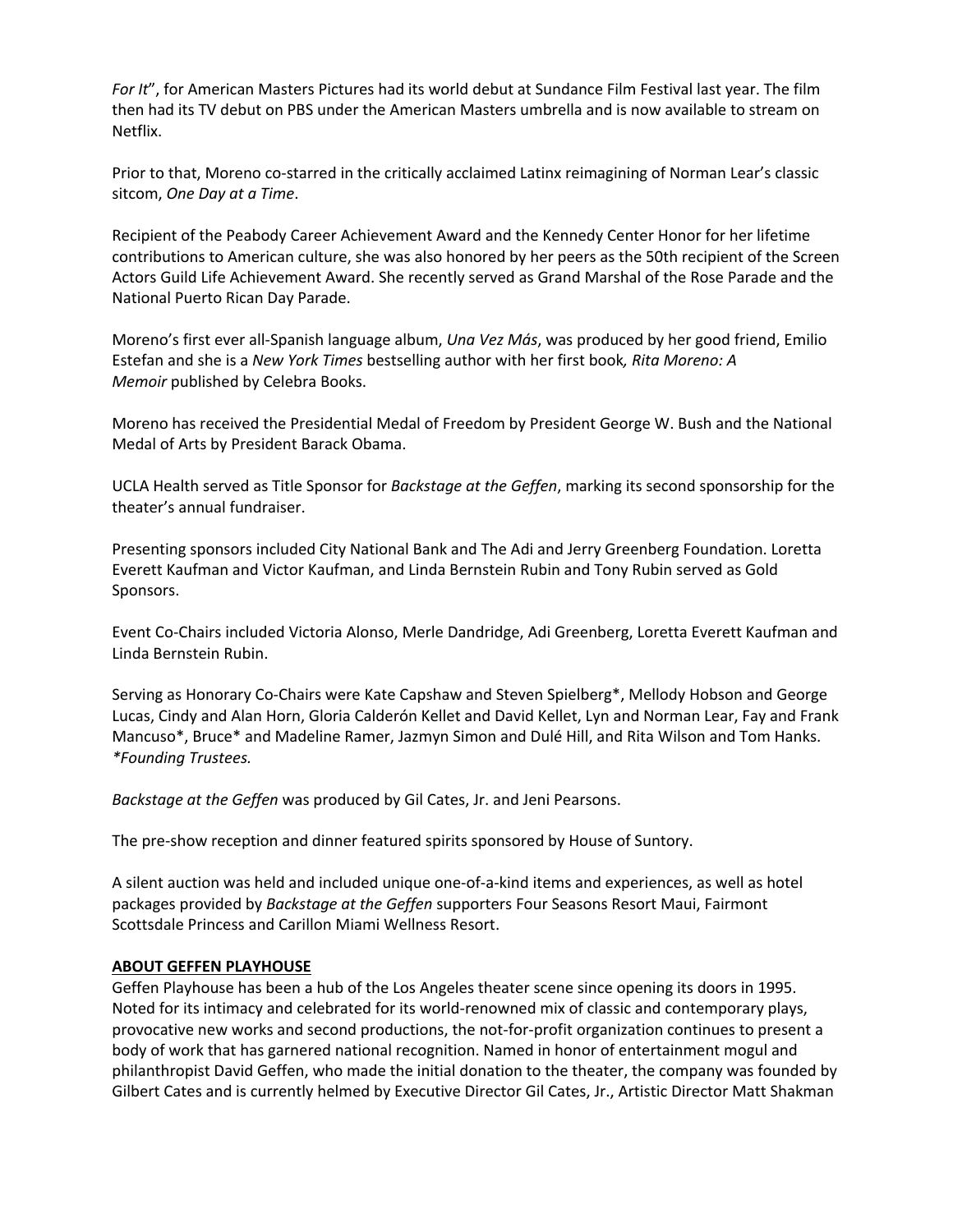*For It*", for American Masters Pictures had its world debut at Sundance Film Festival last year. The film then had its TV debut on PBS under the American Masters umbrella and is now available to stream on Netflix.

Prior to that, Moreno co-starred in the critically acclaimed Latinx reimagining of Norman Lear's classic sitcom, *One Day at a Time*.

Recipient of the Peabody Career Achievement Award and the Kennedy Center Honor for her lifetime contributions to American culture, she was also honored by her peers as the 50th recipient of the Screen Actors Guild Life Achievement Award. She recently served as Grand Marshal of the Rose Parade and the National Puerto Rican Day Parade.

Moreno's first ever all-Spanish language album, *Una Vez Más*, was produced by her good friend, Emilio Estefan and she is a *New York Times* bestselling author with her first book*, Rita Moreno: A Memoir* published by Celebra Books.

Moreno has received the Presidential Medal of Freedom by President George W. Bush and the National Medal of Arts by President Barack Obama.

UCLA Health served as Title Sponsor for *Backstage at the Geffen*, marking its second sponsorship for the theater's annual fundraiser.

Presenting sponsors included City National Bank and The Adi and Jerry Greenberg Foundation. Loretta Everett Kaufman and Victor Kaufman, and Linda Bernstein Rubin and Tony Rubin served as Gold Sponsors.

Event Co-Chairs included Victoria Alonso, Merle Dandridge, Adi Greenberg, Loretta Everett Kaufman and Linda Bernstein Rubin.

Serving as Honorary Co-Chairs were Kate Capshaw and Steven Spielberg*, Mellody Hobson and George Lucas, Cindy and Alan Horn, Gloria Calderón Kellet and David Kellet, Lyn and Norman Lear, Fay and Frank Mancuso*, Bruce* and Madeline Ramer, Jazmyn Simon and Dulé Hill, and Rita Wilson and Tom Hanks. *\*Founding Trustees.*

*Backstage at the Geffen* was produced by Gil Cates, Jr. and Jeni Pearsons.

The pre-show reception and dinner featured spirits sponsored by House of Suntory.

A silent auction was held and included unique one-of-a-kind items and experiences, as well as hotel packages provided by *Backstage at the Geffen* supporters Four Seasons Resort Maui, Fairmont Scottsdale Princess and Carillon Miami Wellness Resort.

**ABOUT GEFFEN PLAYHOUSE**

Geffen Playhouse has been a hub of the Los Angeles theater scene since opening its doors in 1995. Noted for its intimacy and celebrated for its world-renowned mix of classic and contemporary plays, provocative new works and second productions, the not-for-profit organization continues to present a body of work that has garnered national recognition. Named in honor of entertainment mogul and philanthropist David Geffen, who made the initial donation to the theater, the company was founded by Gilbert Cates and is currently helmed by Executive Director Gil Cates, Jr., Artistic Director Matt Shakman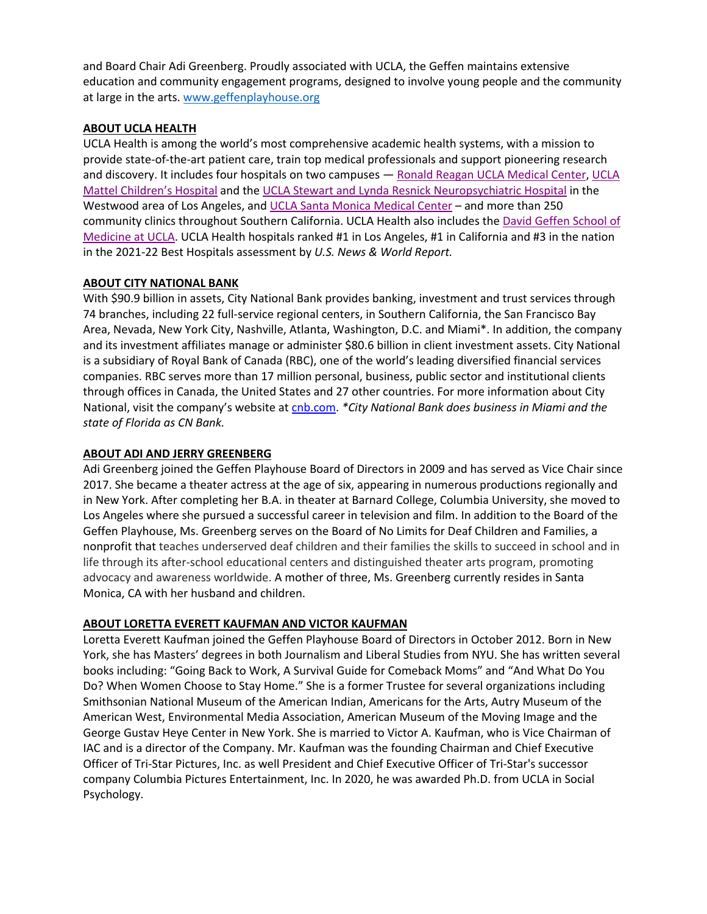and Board Chair Adi Greenberg. Proudly associated with UCLA, the Geffen maintains extensive education and community engagement programs, designed to involve young people and the community at large in the arts. [www.geffenplayhouse.org](www.geffenplayhouse.org)

**ABOUT UCLA HEALTH**

UCLA Health is among the world's most comprehensive academic health systems, with a mission to provide state-of-the-art patient care, train top medical professionals and support pioneering research and discovery. It includes four hospitals on two campuses — Ronald Reagan UCLA Medical Center, UCLA Mattel Children's Hospital and the UCLA Stewart and Lynda Resnick Neuropsychiatric Hospital in the Westwood area of Los Angeles, and UCLA Santa Monica Medical Center – and more than 250 community clinics throughout Southern California. UCLA Health also includes the David Geffen School of Medicine at UCLA. UCLA Health hospitals ranked #1 in Los Angeles, #1 in California and #3 in the nation in the 2021-22 Best Hospitals assessment by *U.S. News & World Report.*

**ABOUT CITY NATIONAL BANK**

With $90.9 billion in assets, City National Bank provides banking, investment and trust services through 74 branches, including 22 full-service regional centers, in Southern California, the San Francisco Bay Area, Nevada, New York City, Nashville, Atlanta, Washington, D.C. and Miami*. In addition, the company and its investment affiliates manage or administer $80.6 billion in client investment assets. City National is a subsidiary of Royal Bank of Canada (RBC), one of the world's leading diversified financial services companies. RBC serves more than 17 million personal, business, public sector and institutional clients through offices in Canada, the United States and 27 other countries. For more information about City National, visit the company's website at [cnb.com](cnb.com). *\*City National Bank does business in Miami and the state of Florida as CN Bank.*

**ABOUT ADI AND JERRY GREENBERG**

Adi Greenberg joined the Geffen Playhouse Board of Directors in 2009 and has served as Vice Chair since 2017. She became a theater actress at the age of six, appearing in numerous productions regionally and in New York. After completing her B.A. in theater at Barnard College, Columbia University, she moved to Los Angeles where she pursued a successful career in television and film. In addition to the Board of the Geffen Playhouse, Ms. Greenberg serves on the Board of No Limits for Deaf Children and Families, a nonprofit that teaches underserved deaf children and their families the skills to succeed in school and in life through its after-school educational centers and distinguished theater arts program, promoting advocacy and awareness worldwide. A mother of three, Ms. Greenberg currently resides in Santa Monica, CA with her husband and children.

**ABOUT LORETTA EVERETT KAUFMAN AND VICTOR KAUFMAN**

Loretta Everett Kaufman joined the Geffen Playhouse Board of Directors in October 2012. Born in New York, she has Masters' degrees in both Journalism and Liberal Studies from NYU. She has written several books including: "Going Back to Work, A Survival Guide for Comeback Moms" and "And What Do You Do? When Women Choose to Stay Home." She is a former Trustee for several organizations including Smithsonian National Museum of the American Indian, Americans for the Arts, Autry Museum of the American West, Environmental Media Association, American Museum of the Moving Image and the George Gustav Heye Center in New York. She is married to Victor A. Kaufman, who is Vice Chairman of IAC and is a director of the Company. Mr. Kaufman was the founding Chairman and Chief Executive Officer of Tri-Star Pictures, Inc. as well President and Chief Executive Officer of Tri-Star's successor company Columbia Pictures Entertainment, Inc. In 2020, he was awarded Ph.D. from UCLA in Social Psychology.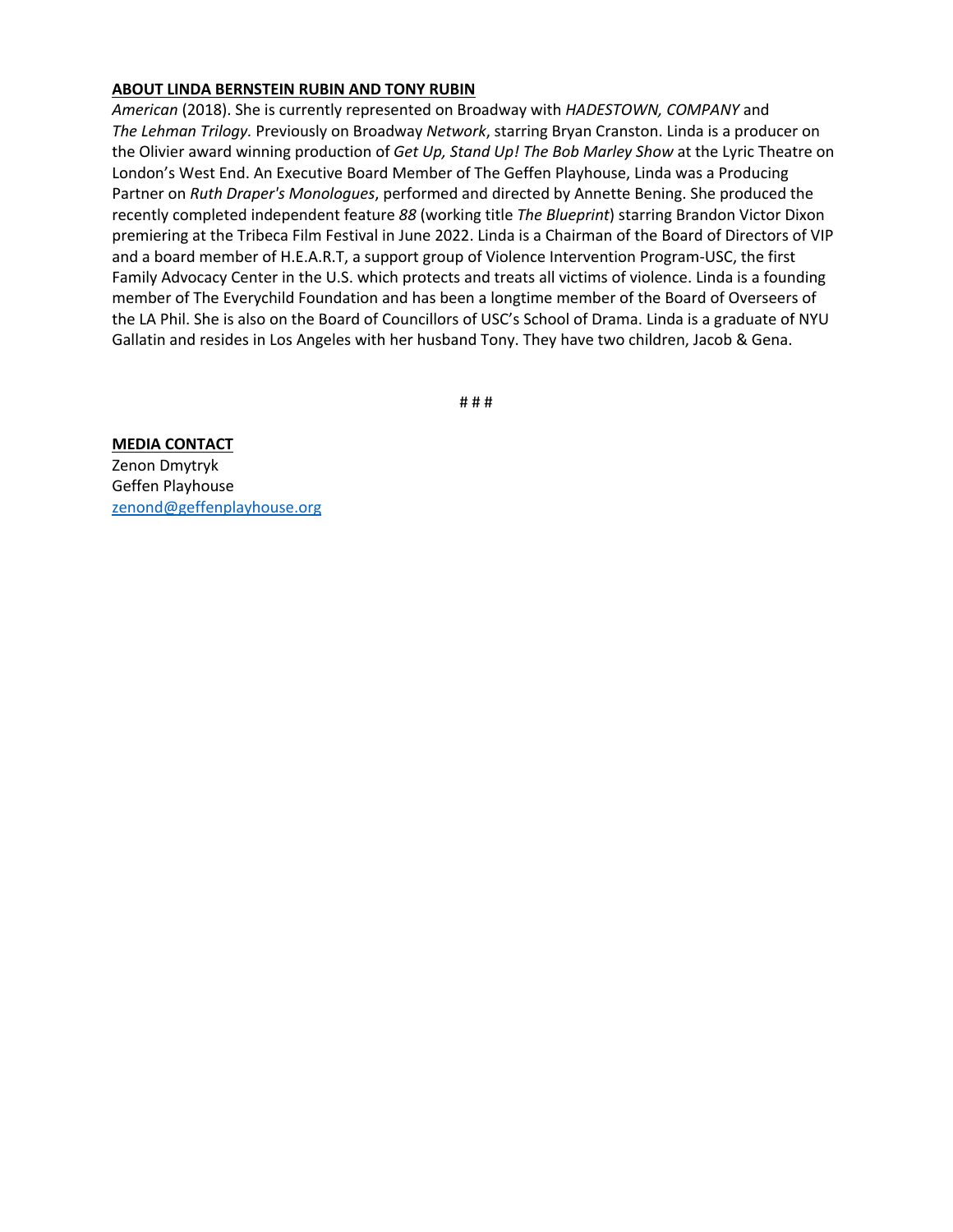**ABOUT LINDA BERNSTEIN RUBIN AND TONY RUBIN**

*American* (2018). She is currently represented on Broadway with *HADESTOWN, COMPANY* and *The Lehman Trilogy.* Previously on Broadway *Network*, starring Bryan Cranston. Linda is a producer on the Olivier award winning production of *Get Up, Stand Up! The Bob Marley Show* at the Lyric Theatre on London's West End. An Executive Board Member of The Geffen Playhouse, Linda was a Producing Partner on *Ruth Draper's Monologues*, performed and directed by Annette Bening. She produced the recently completed independent feature *88* (working title *The Blueprint*) starring Brandon Victor Dixon premiering at the Tribeca Film Festival in June 2022. Linda is a Chairman of the Board of Directors of VIP and a board member of H.E.A.R.T, a support group of Violence Intervention Program-USC, the first Family Advocacy Center in the U.S. which protects and treats all victims of violence. Linda is a founding member of The Everychild Foundation and has been a longtime member of the Board of Overseers of the LA Phil. She is also on the Board of Councillors of USC's School of Drama. Linda is a graduate of NYU Gallatin and resides in Los Angeles with her husband Tony. They have two children, Jacob & Gena.

# # #

**MEDIA CONTACT**

Zenon Dmytryk
Geffen Playhouse
zenond@geffenplayhouse.org